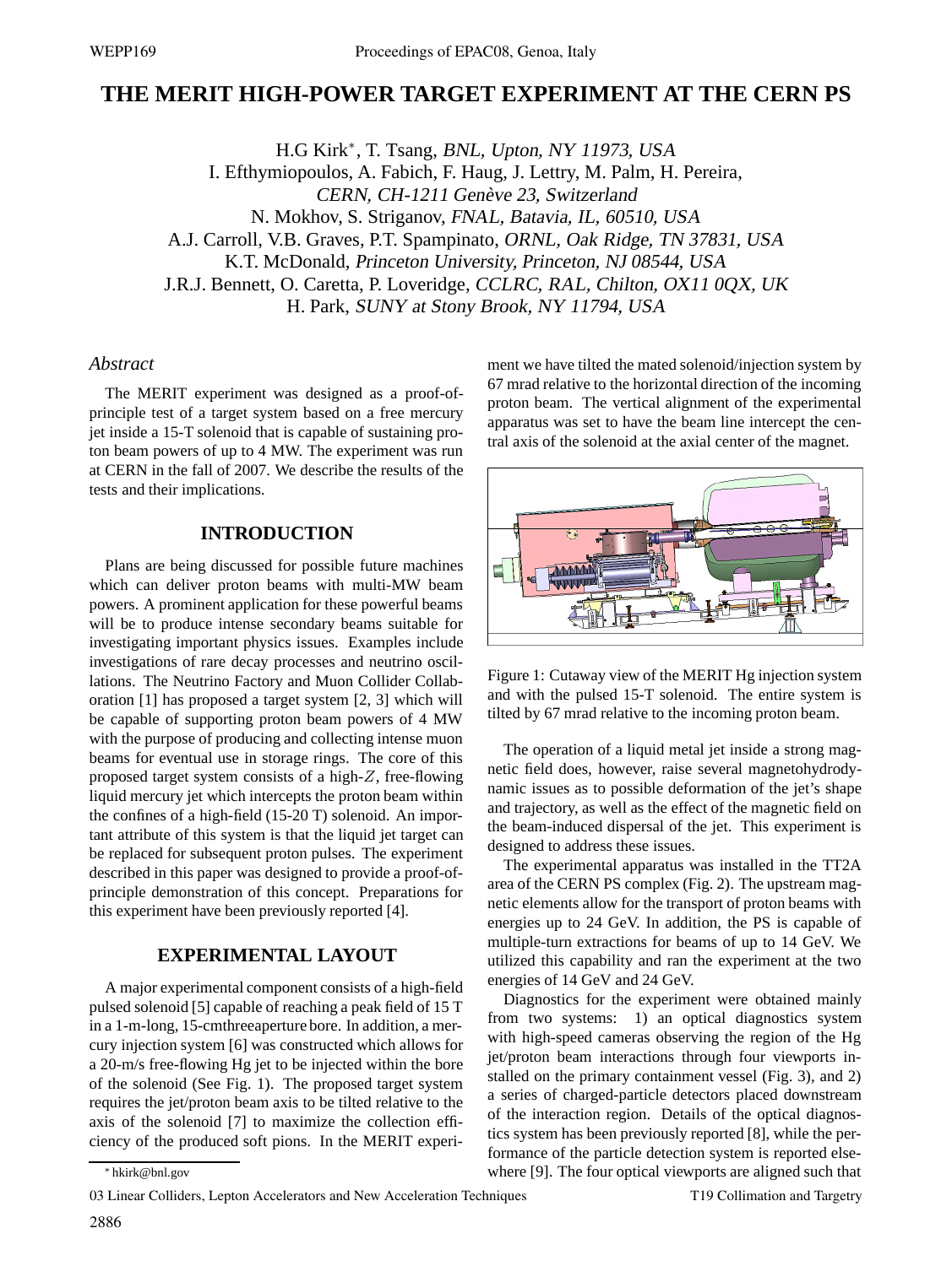# THE MERIT HIGH-POWER TARGET EXPERIMENT AT THE CERN PS

H.G Kirk*, T. Tsang, *BNL, Upton, NY 11973, USA*
I. Efthymiopoulos, A. Fabich, F. Haug, J. Lettry, M. Palm, H. Pereira,
*CERN, CH-1211 Genève 23, Switzerland*
N. Mokhov, S. Striganov, *FNAL, Batavia, IL, 60510, USA*
A.J. Carroll, V.B. Graves, P.T. Spampinato, *ORNL, Oak Ridge, TN 37831, USA*
K.T. McDonald, *Princeton University, Princeton, NJ 08544, USA*
J.R.J. Bennett, O. Caretta, P. Loveridge, *CCLRC, RAL, Chilton, OX11 0QX, UK*
H. Park, *SUNY at Stony Brook, NY 11794, USA*

## *Abstract*

The MERIT experiment was designed as a proof-of-principle test of a target system based on a free mercury jet inside a 15-T solenoid that is capable of sustaining proton beam powers of up to 4 MW. The experiment was run at CERN in the fall of 2007. We describe the results of the tests and their implications.

## INTRODUCTION

Plans are being discussed for possible future machines which can deliver proton beams with multi-MW beam powers. A prominent application for these powerful beams will be to produce intense secondary beams suitable for investigating important physics issues. Examples include investigations of rare decay processes and neutrino oscillations. The Neutrino Factory and Muon Collider Collaboration [1] has proposed a target system [2, 3] which will be capable of supporting proton beam powers of 4 MW with the purpose of producing and collecting intense muon beams for eventual use in storage rings. The core of this proposed target system consists of a high-$Z$, free-flowing liquid mercury jet which intercepts the proton beam within the confines of a high-field (15-20 T) solenoid. An important attribute of this system is that the liquid jet target can be replaced for subsequent proton pulses. The experiment described in this paper was designed to provide a proof-of-principle demonstration of this concept. Preparations for this experiment have been previously reported [4].

## EXPERIMENTAL LAYOUT

A major experimental component consists of a high-field pulsed solenoid [5] capable of reaching a peak field of 15 T in a 1-m-long, 15-cmthreeaperture bore. In addition, a mercury injection system [6] was constructed which allows for a 20-m/s free-flowing Hg jet to be injected within the bore of the solenoid (See Fig. 1). The proposed target system requires the jet/proton beam axis to be tilted relative to the axis of the solenoid [7] to maximize the collection efficiency of the produced soft pions. In the MERIT experiment we have tilted the mated solenoid/injection system by 67 mrad relative to the horizontal direction of the incoming proton beam. The vertical alignment of the experimental apparatus was set to have the beam line intercept the central axis of the solenoid at the axial center of the magnet.

Figure 1: Cutaway view of the MERIT Hg injection system and with the pulsed 15-T solenoid. The entire system is tilted by 67 mrad relative to the incoming proton beam.

The operation of a liquid metal jet inside a strong magnetic field does, however, raise several magnetohydrodynamic issues as to possible deformation of the jet's shape and trajectory, as well as the effect of the magnetic field on the beam-induced dispersal of the jet. This experiment is designed to address these issues.

The experimental apparatus was installed in the TT2A area of the CERN PS complex (Fig. 2). The upstream magnetic elements allow for the transport of proton beams with energies up to 24 GeV. In addition, the PS is capable of multiple-turn extractions for beams of up to 14 GeV. We utilized this capability and ran the experiment at the two energies of 14 GeV and 24 GeV.

Diagnostics for the experiment were obtained mainly from two systems: 1) an optical diagnostics system with high-speed cameras observing the region of the Hg jet/proton beam interactions through four viewports installed on the primary containment vessel (Fig. 3), and 2) a series of charged-particle detectors placed downstream of the interaction region. Details of the optical diagnostics system has been previously reported [8], while the performance of the particle detection system is reported elsewhere [9]. The four optical viewports are aligned such that

* hkirk@bnl.gov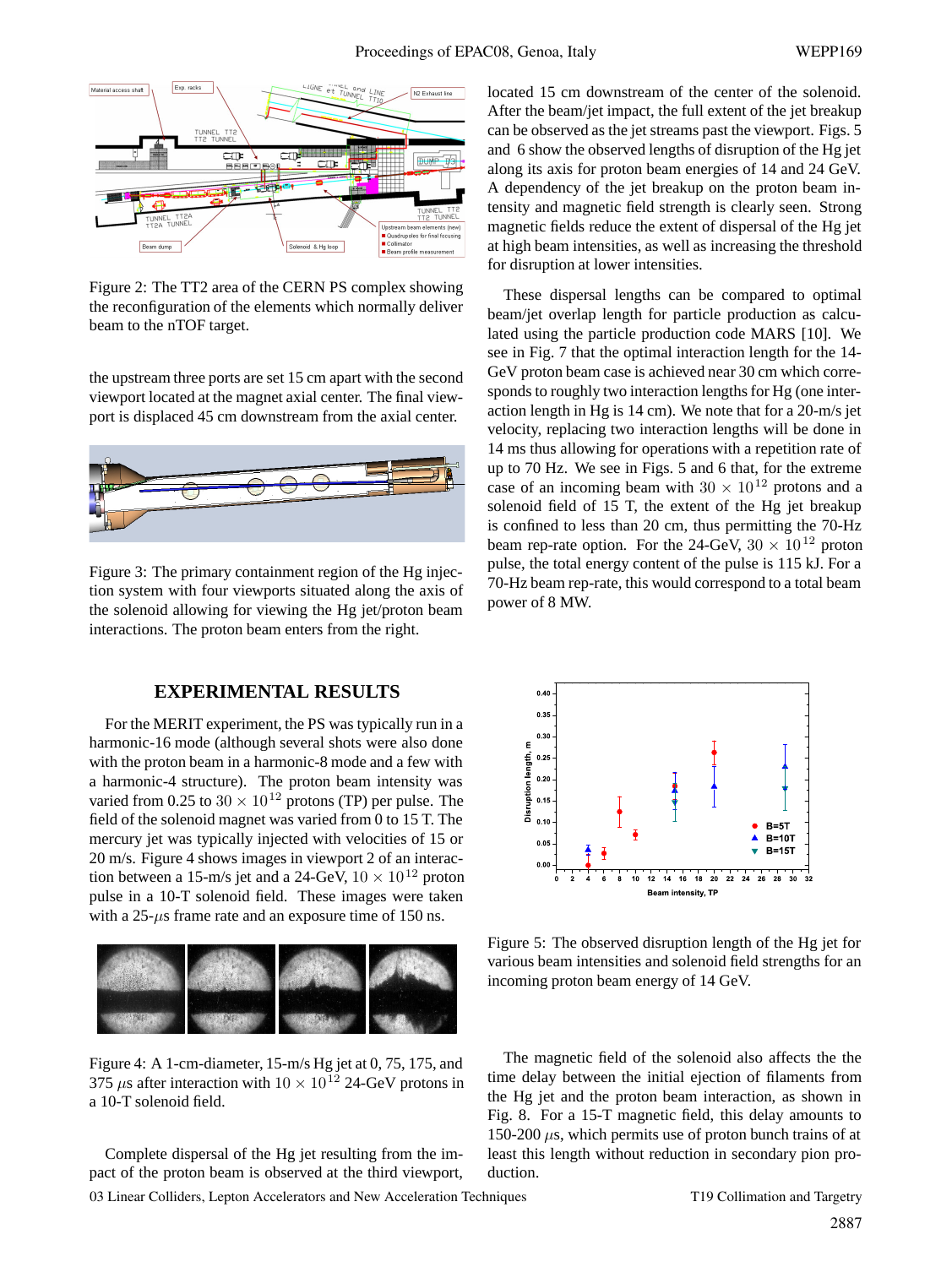Figure 2: The TT2 area of the CERN PS complex showing the reconfiguration of the elements which normally deliver beam to the nTOF target.

the upstream three ports are set 15 cm apart with the second viewport located at the magnet axial center. The final viewport is displaced 45 cm downstream from the axial center.

Figure 3: The primary containment region of the Hg injection system with four viewports situated along the axis of the solenoid allowing for viewing the Hg jet/proton beam interactions. The proton beam enters from the right.

## EXPERIMENTAL RESULTS

For the MERIT experiment, the PS was typically run in a harmonic-16 mode (although several shots were also done with the proton beam in a harmonic-8 mode and a few with a harmonic-4 structure). The proton beam intensity was varied from 0.25 to $30 \times 10^{12}$ protons (TP) per pulse. The field of the solenoid magnet was varied from 0 to 15 T. The mercury jet was typically injected with velocities of 15 or 20 m/s. Figure 4 shows images in viewport 2 of an interaction between a 15-m/s jet and a 24-GeV, $10 \times 10^{12}$ proton pulse in a 10-T solenoid field. These images were taken with a 25-$\mu$s frame rate and an exposure time of 150 ns.

Figure 4: A 1-cm-diameter, 15-m/s Hg jet at 0, 75, 175, and 375 $\mu$s after interaction with $10 \times 10^{12}$ 24-GeV protons in a 10-T solenoid field.

Complete dispersal of the Hg jet resulting from the impact of the proton beam is observed at the third viewport, located 15 cm downstream of the center of the solenoid. After the beam/jet impact, the full extent of the jet breakup can be observed as the jet streams past the viewport. Figs. 5 and 6 show the observed lengths of disruption of the Hg jet along its axis for proton beam energies of 14 and 24 GeV. A dependency of the jet breakup on the proton beam intensity and magnetic field strength is clearly seen. Strong magnetic fields reduce the extent of dispersal of the Hg jet at high beam intensities, as well as increasing the threshold for disruption at lower intensities.

These dispersal lengths can be compared to optimal beam/jet overlap length for particle production as calculated using the particle production code MARS [10]. We see in Fig. 7 that the optimal interaction length for the 14-GeV proton beam case is achieved near 30 cm which corresponds to roughly two interaction lengths for Hg (one interaction length in Hg is 14 cm). We note that for a 20-m/s jet velocity, replacing two interaction lengths will be done in 14 ms thus allowing for operations with a repetition rate of up to 70 Hz. We see in Figs. 5 and 6 that, for the extreme case of an incoming beam with $30 \times 10^{12}$ protons and a solenoid field of 15 T, the extent of the Hg jet breakup is confined to less than 20 cm, thus permitting the 70-Hz beam rep-rate option. For the 24-GeV, $30 \times 10^{12}$ proton pulse, the total energy content of the pulse is 115 kJ. For a 70-Hz beam rep-rate, this would correspond to a total beam power of 8 MW.

Figure 5: The observed disruption length of the Hg jet for various beam intensities and solenoid field strengths for an incoming proton beam energy of 14 GeV.

The magnetic field of the solenoid also affects the the time delay between the initial ejection of filaments from the Hg jet and the proton beam interaction, as shown in Fig. 8. For a 15-T magnetic field, this delay amounts to 150-200 $\mu$s, which permits use of proton bunch trains of at least this length without reduction in secondary pion production.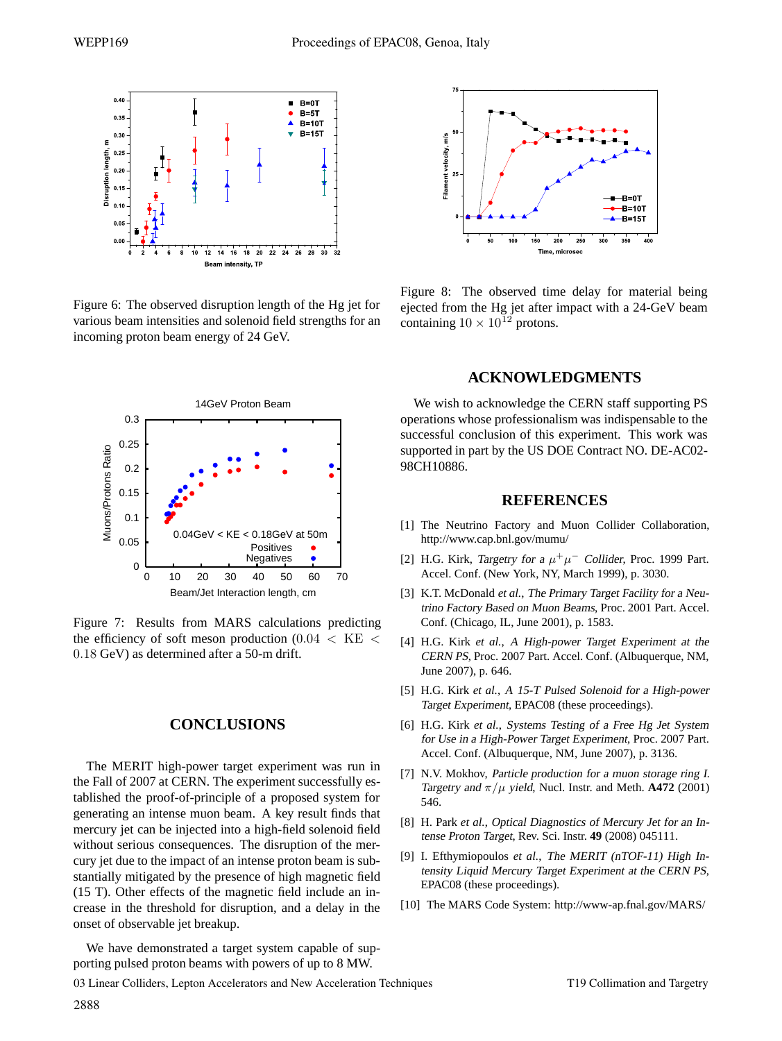B=0T
B=5T
B=10T
B=15T

Disruption length, m

Beam intensity, TP

0.00 0.05 0.10 0.15 0.20 0.25 0.30 0.35 0.40

0 2 4 6 8 10 12 14 16 18 20 22 24 26 28 30 32

Figure 6: The observed disruption length of the Hg jet for various beam intensities and solenoid field strengths for an incoming proton beam energy of 24 GeV.

14GeV Proton Beam

Muons/Protons Ratio

Beam/Jet Interaction length, cm

0.04GeV < KE < 0.18GeV at 50m

Positives

Negatives

0 0.05 0.1 0.15 0.2 0.25 0.3

0 10 20 30 40 50 60 70

Figure 7: Results from MARS calculations predicting the efficiency of soft meson production ($0.04 < \mathrm{KE} < 0.18$ GeV) as determined after a 50-m drift.

## CONCLUSIONS

The MERIT high-power target experiment was run in the Fall of 2007 at CERN. The experiment successfully established the proof-of-principle of a proposed system for generating an intense muon beam. A key result finds that mercury jet can be injected into a high-field solenoid field without serious consequences. The disruption of the mercury jet due to the impact of an intense proton beam is substantially mitigated by the presence of high magnetic field (15 T). Other effects of the magnetic field include an increase in the threshold for disruption, and a delay in the onset of observable jet breakup.

We have demonstrated a target system capable of supporting pulsed proton beams with powers of up to 8 MW.

Filament velocity, m/s

Time, microsec

B=0T
B=10T
B=15T

0 25 50 75

0 50 100 150 200 250 300 350 400

Figure 8: The observed time delay for material being ejected from the Hg jet after impact with a 24-GeV beam containing $10 \times 10^{12}$ protons.

## ACKNOWLEDGMENTS

We wish to acknowledge the CERN staff supporting PS operations whose professionalism was indispensable to the successful conclusion of this experiment. This work was supported in part by the US DOE Contract NO. DE-AC02-98CH10886.

## REFERENCES

[1] The Neutrino Factory and Muon Collider Collaboration, http://www.cap.bnl.gov/mumu/

[2] H.G. Kirk, *Targetry for a $\mu^+\mu^-$ Collider*, Proc. 1999 Part. Accel. Conf. (New York, NY, March 1999), p. 3030.

[3] K.T. McDonald *et al.*, *The Primary Target Facility for a Neutrino Factory Based on Muon Beams*, Proc. 2001 Part. Accel. Conf. (Chicago, IL, June 2001), p. 1583.

[4] H.G. Kirk *et al.*, *A High-power Target Experiment at the CERN PS*, Proc. 2007 Part. Accel. Conf. (Albuquerque, NM, June 2007), p. 646.

[5] H.G. Kirk *et al.*, *A 15-T Pulsed Solenoid for a High-power Target Experiment*, EPAC08 (these proceedings).

[6] H.G. Kirk *et al.*, *Systems Testing of a Free Hg Jet System for Use in a High-Power Target Experiment*, Proc. 2007 Part. Accel. Conf. (Albuquerque, NM, June 2007), p. 3136.

[7] N.V. Mokhov, *Particle production for a muon storage ring I. Targetry and $\pi/\mu$ yield*, Nucl. Instr. and Meth. **A472** (2001) 546.

[8] H. Park *et al.*, *Optical Diagnostics of Mercury Jet for an Intense Proton Target*, Rev. Sci. Instr. **49** (2008) 045111.

[9] I. Efthymiopoulos *et al.*, *The MERIT (nTOF-11) High Intensity Liquid Mercury Target Experiment at the CERN PS*, EPAC08 (these proceedings).

[10] The MARS Code System: http://www-ap.fnal.gov/MARS/